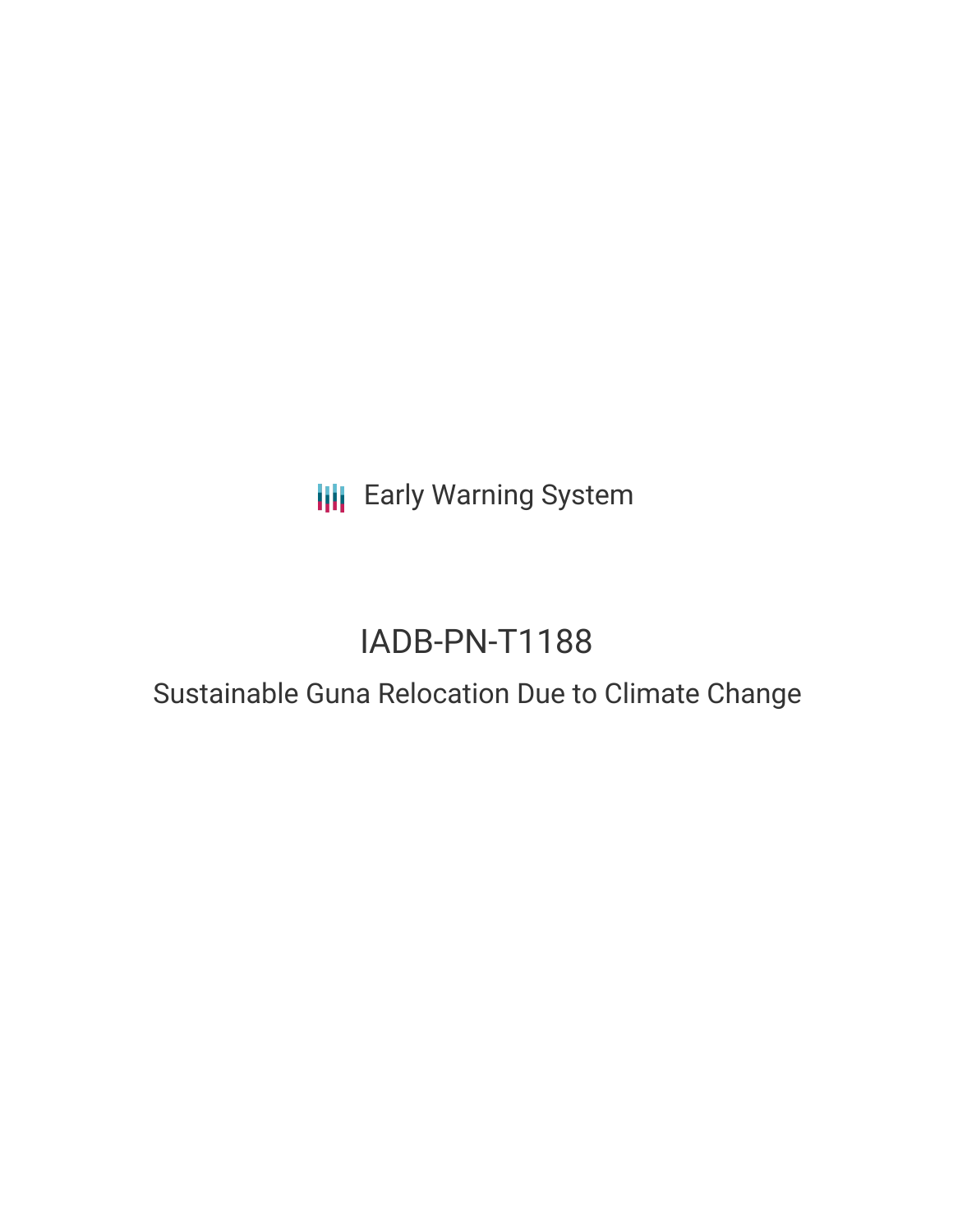Early Warning System

# IADB-PN-T1188

## Sustainable Guna Relocation Due to Climate Change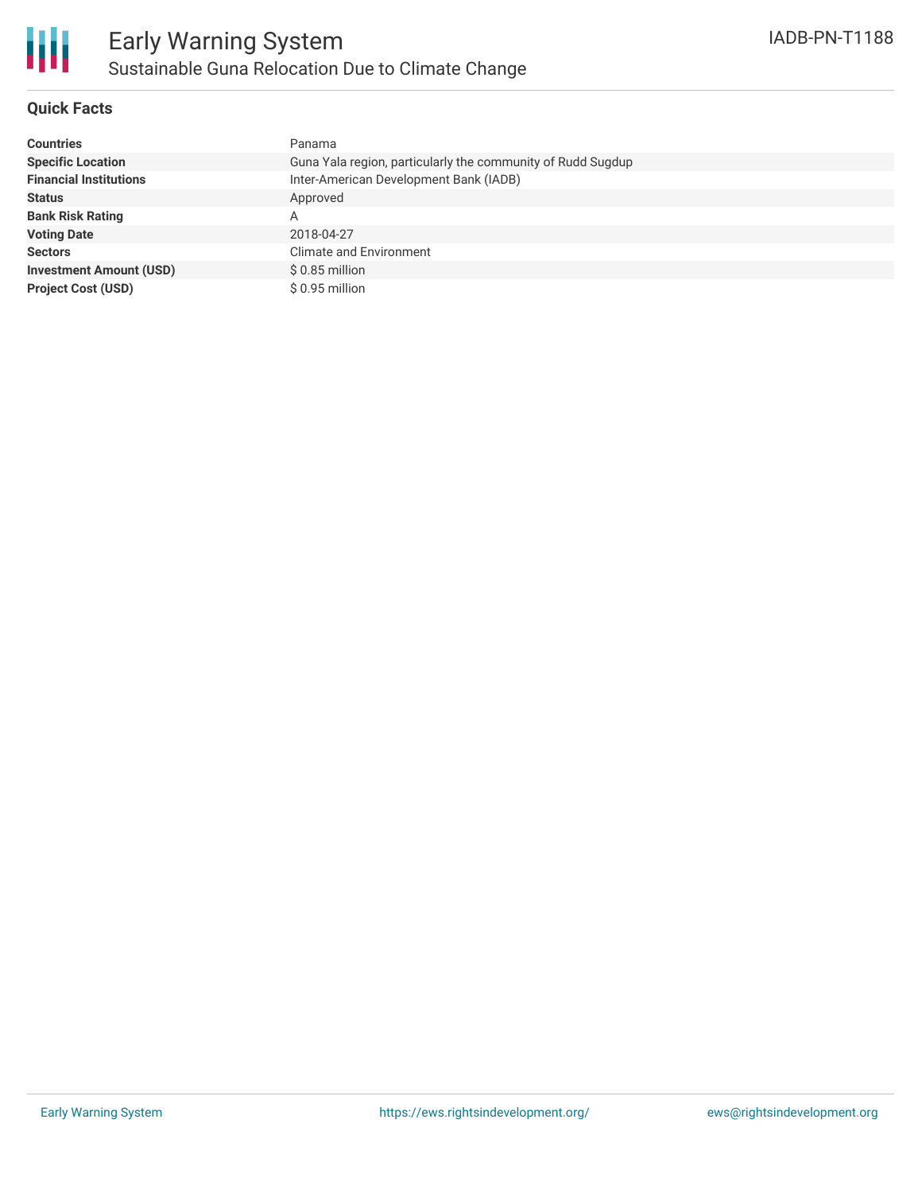# Early Warning System

## Sustainable Guna Relocation Due to Climate Change

IADB-PN-T1188

### Quick Facts

| | |
|---|---|
| **Countries** | Panama |
| **Specific Location** | Guna Yala region, particularly the community of Rudd Sugdup |
| **Financial Institutions** | Inter-American Development Bank (IADB) |
| **Status** | Approved |
| **Bank Risk Rating** | A |
| **Voting Date** | 2018-04-27 |
| **Sectors** | Climate and Environment |
| **Investment Amount (USD)** | $ 0.85 million |
| **Project Cost (USD)** | $ 0.95 million |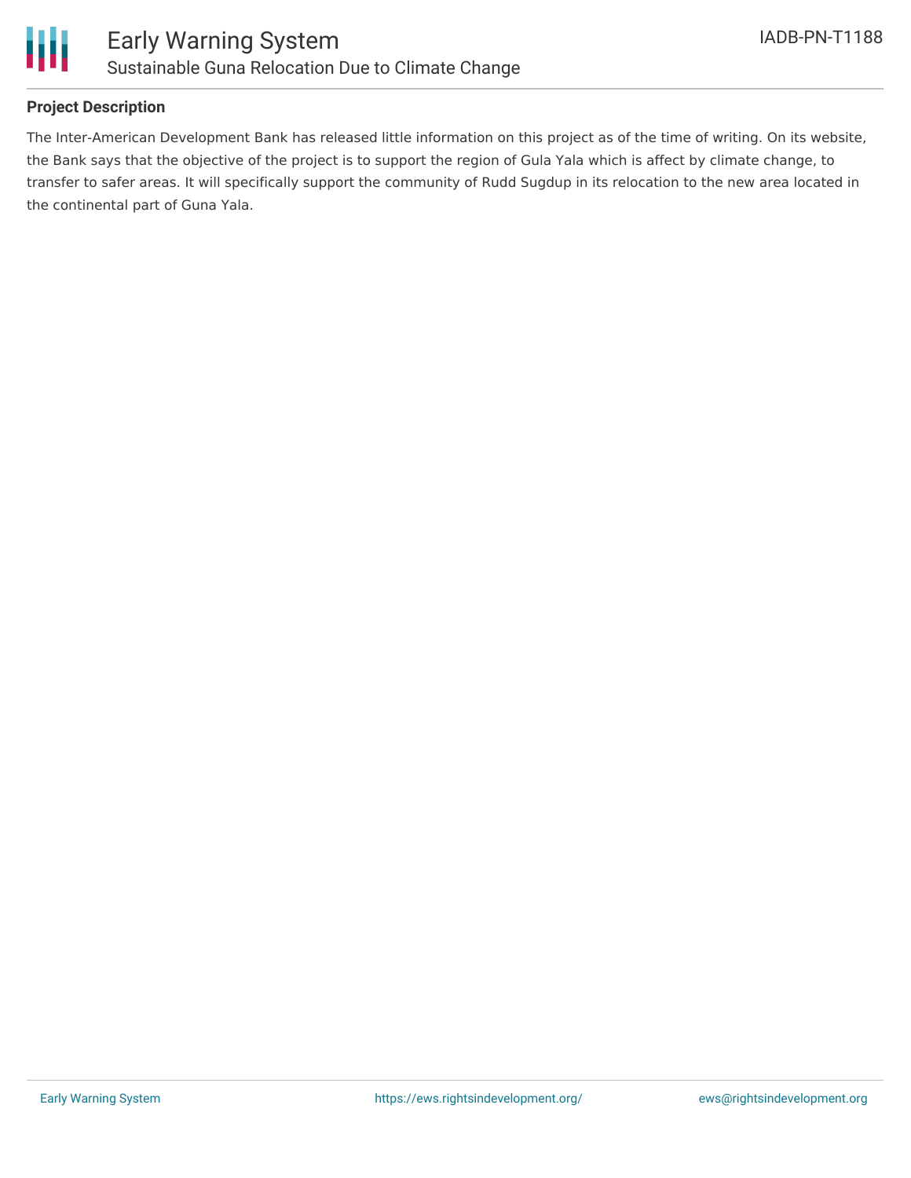## Project Description

The Inter-American Development Bank has released little information on this project as of the time of writing. On its website, the Bank says that the objective of the project is to support the region of Gula Yala which is affect by climate change, to transfer to safer areas. It will specifically support the community of Rudd Sugdup in its relocation to the new area located in the continental part of Guna Yala.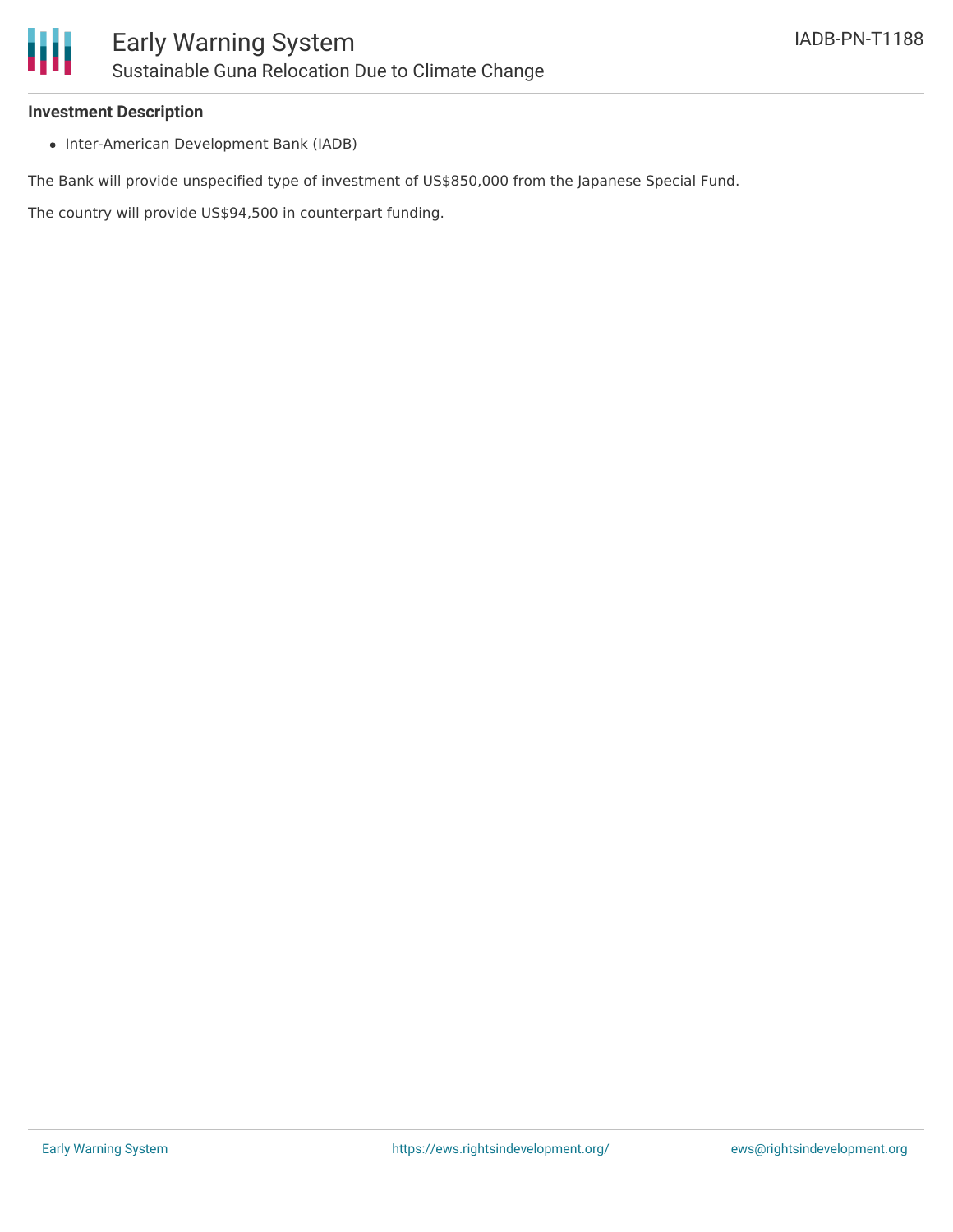**Investment Description**

- Inter-American Development Bank (IADB)

The Bank will provide unspecified type of investment of US$850,000 from the Japanese Special Fund.

The country will provide US$94,500 in counterpart funding.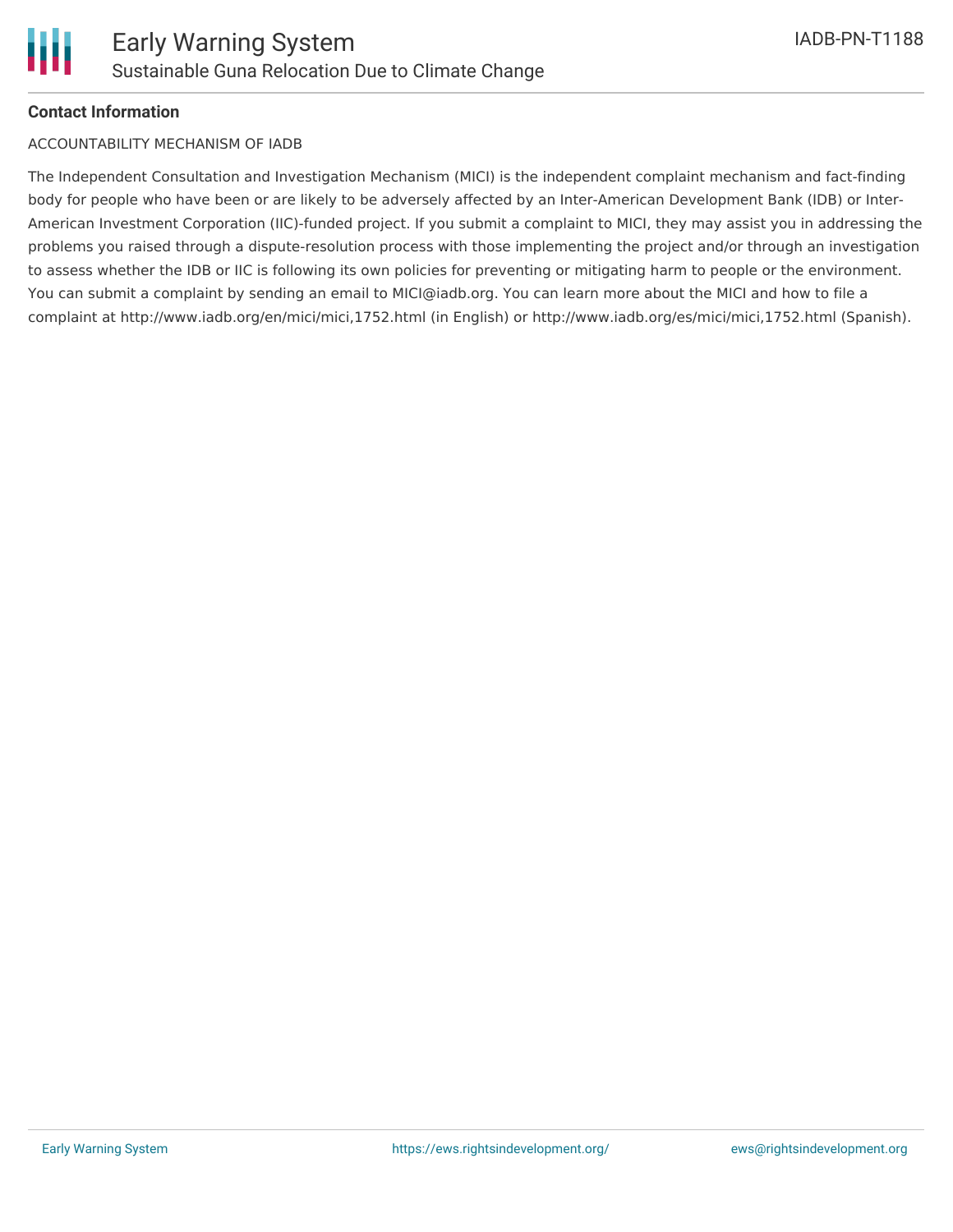**Contact Information**

ACCOUNTABILITY MECHANISM OF IADB

The Independent Consultation and Investigation Mechanism (MICI) is the independent complaint mechanism and fact-finding body for people who have been or are likely to be adversely affected by an Inter-American Development Bank (IDB) or Inter-American Investment Corporation (IIC)-funded project. If you submit a complaint to MICI, they may assist you in addressing the problems you raised through a dispute-resolution process with those implementing the project and/or through an investigation to assess whether the IDB or IIC is following its own policies for preventing or mitigating harm to people or the environment. You can submit a complaint by sending an email to MICI@iadb.org. You can learn more about the MICI and how to file a complaint at http://www.iadb.org/en/mici/mici,1752.html (in English) or http://www.iadb.org/es/mici/mici,1752.html (Spanish).